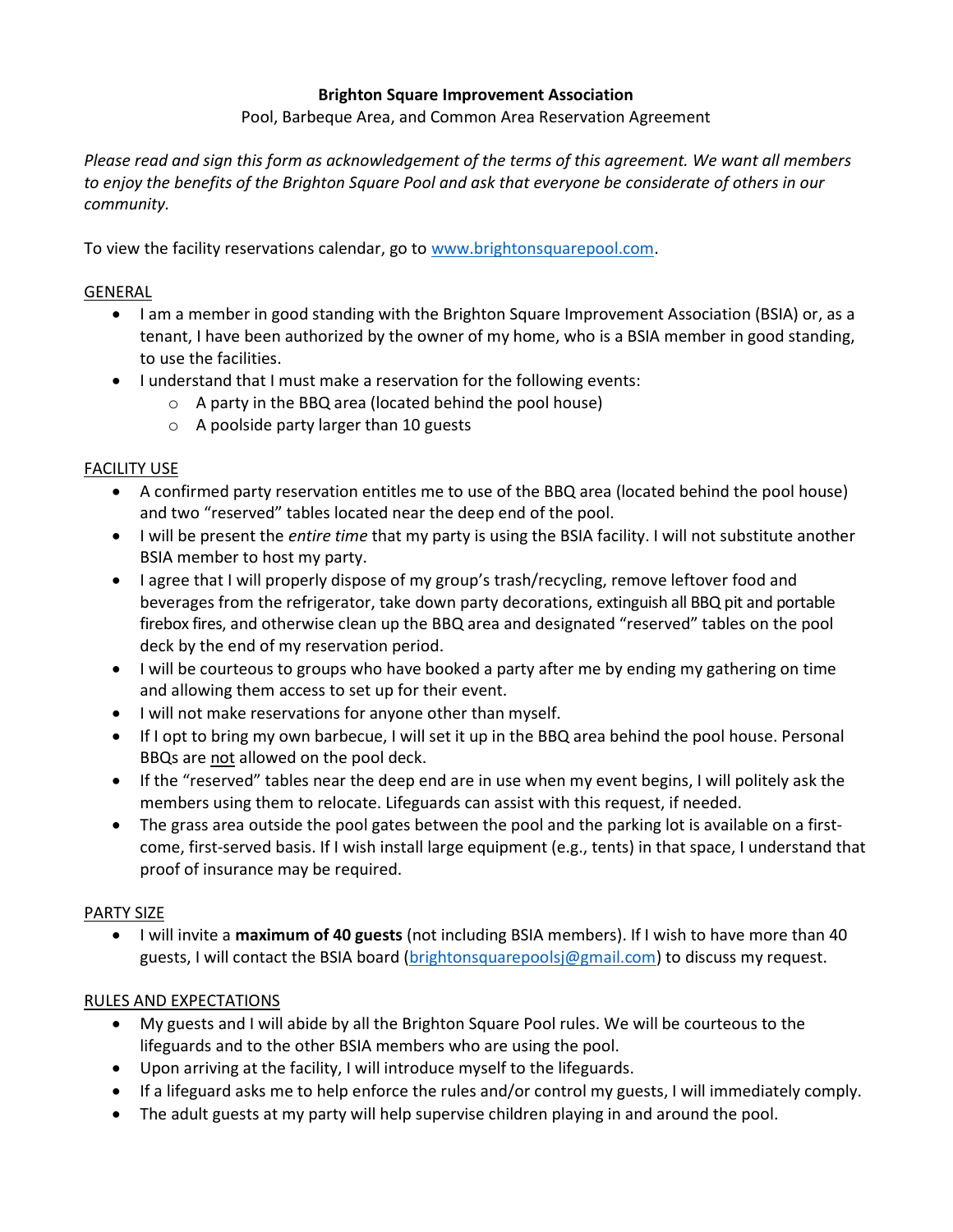**Brighton Square Improvement Association**

Pool, Barbeque Area, and Common Area Reservation Agreement

*Please read and sign this form as acknowledgement of the terms of this agreement. We want all members to enjoy the benefits of the Brighton Square Pool and ask that everyone be considerate of others in our community.*

To view the facility reservations calendar, go to [www.brightonsquarepool.com](http://www.brightonsquarepool.com).

<u>GENERAL</u>

- I am a member in good standing with the Brighton Square Improvement Association (BSIA) or, as a tenant, I have been authorized by the owner of my home, who is a BSIA member in good standing, to use the facilities.
- I understand that I must make a reservation for the following events:
  - A party in the BBQ area (located behind the pool house)
  - A poolside party larger than 10 guests

<u>FACILITY USE</u>

- A confirmed party reservation entitles me to use of the BBQ area (located behind the pool house) and two "reserved" tables located near the deep end of the pool.
- I will be present the *entire time* that my party is using the BSIA facility. I will not substitute another BSIA member to host my party.
- I agree that I will properly dispose of my group's trash/recycling, remove leftover food and beverages from the refrigerator, take down party decorations, extinguish all BBQ pit and portable firebox fires, and otherwise clean up the BBQ area and designated "reserved" tables on the pool deck by the end of my reservation period.
- I will be courteous to groups who have booked a party after me by ending my gathering on time and allowing them access to set up for their event.
- I will not make reservations for anyone other than myself.
- If I opt to bring my own barbecue, I will set it up in the BBQ area behind the pool house. Personal BBQs are <u>not</u> allowed on the pool deck.
- If the "reserved" tables near the deep end are in use when my event begins, I will politely ask the members using them to relocate. Lifeguards can assist with this request, if needed.
- The grass area outside the pool gates between the pool and the parking lot is available on a first-come, first-served basis. If I wish install large equipment (e.g., tents) in that space, I understand that proof of insurance may be required.

<u>PARTY SIZE</u>

- I will invite a **maximum of 40 guests** (not including BSIA members). If I wish to have more than 40 guests, I will contact the BSIA board ([brightonsquarepoolsj@gmail.com](mailto:brightonsquarepoolsj@gmail.com)) to discuss my request.

<u>RULES AND EXPECTATIONS</u>

- My guests and I will abide by all the Brighton Square Pool rules. We will be courteous to the lifeguards and to the other BSIA members who are using the pool.
- Upon arriving at the facility, I will introduce myself to the lifeguards.
- If a lifeguard asks me to help enforce the rules and/or control my guests, I will immediately comply.
- The adult guests at my party will help supervise children playing in and around the pool.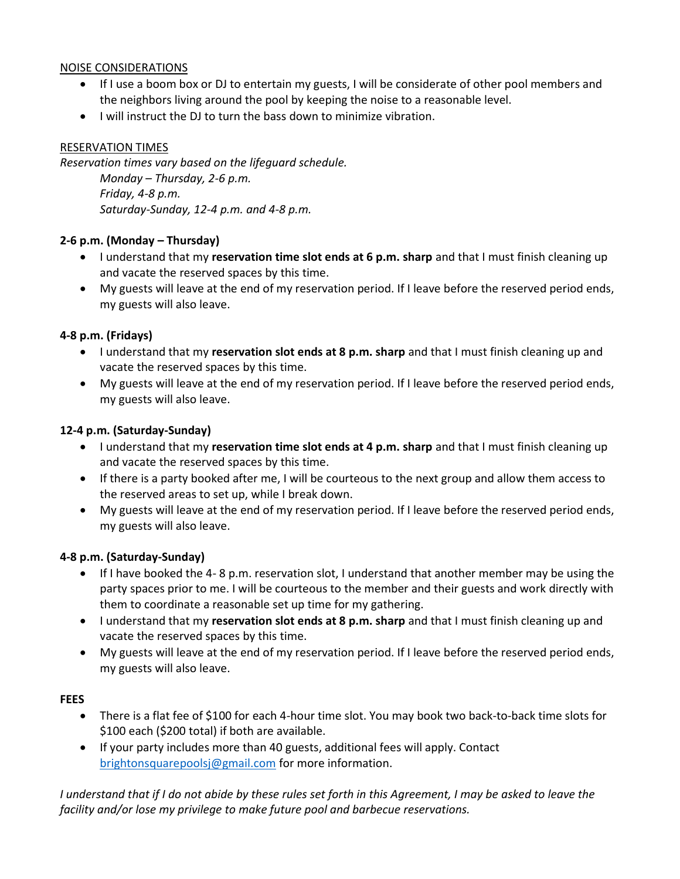<u>NOISE CONSIDERATIONS</u>

- If I use a boom box or DJ to entertain my guests, I will be considerate of other pool members and the neighbors living around the pool by keeping the noise to a reasonable level.
- I will instruct the DJ to turn the bass down to minimize vibration.

<u>RESERVATION TIMES</u>

*Reservation times vary based on the lifeguard schedule.*

*Monday – Thursday, 2-6 p.m.*
*Friday, 4-8 p.m.*
*Saturday-Sunday, 12-4 p.m. and 4-8 p.m.*

**2-6 p.m. (Monday – Thursday)**

- I understand that my **reservation time slot ends at 6 p.m. sharp** and that I must finish cleaning up and vacate the reserved spaces by this time.
- My guests will leave at the end of my reservation period. If I leave before the reserved period ends, my guests will also leave.

**4-8 p.m. (Fridays)**

- I understand that my **reservation slot ends at 8 p.m. sharp** and that I must finish cleaning up and vacate the reserved spaces by this time.
- My guests will leave at the end of my reservation period. If I leave before the reserved period ends, my guests will also leave.

**12-4 p.m. (Saturday-Sunday)**

- I understand that my **reservation time slot ends at 4 p.m. sharp** and that I must finish cleaning up and vacate the reserved spaces by this time.
- If there is a party booked after me, I will be courteous to the next group and allow them access to the reserved areas to set up, while I break down.
- My guests will leave at the end of my reservation period. If I leave before the reserved period ends, my guests will also leave.

**4-8 p.m. (Saturday-Sunday)**

- If I have booked the 4- 8 p.m. reservation slot, I understand that another member may be using the party spaces prior to me. I will be courteous to the member and their guests and work directly with them to coordinate a reasonable set up time for my gathering.
- I understand that my **reservation slot ends at 8 p.m. sharp** and that I must finish cleaning up and vacate the reserved spaces by this time.
- My guests will leave at the end of my reservation period. If I leave before the reserved period ends, my guests will also leave.

**FEES**

- There is a flat fee of $100 for each 4-hour time slot. You may book two back-to-back time slots for $100 each ($200 total) if both are available.
- If your party includes more than 40 guests, additional fees will apply. Contact brightonsquarepoolsj@gmail.com for more information.

*I understand that if I do not abide by these rules set forth in this Agreement, I may be asked to leave the facility and/or lose my privilege to make future pool and barbecue reservations.*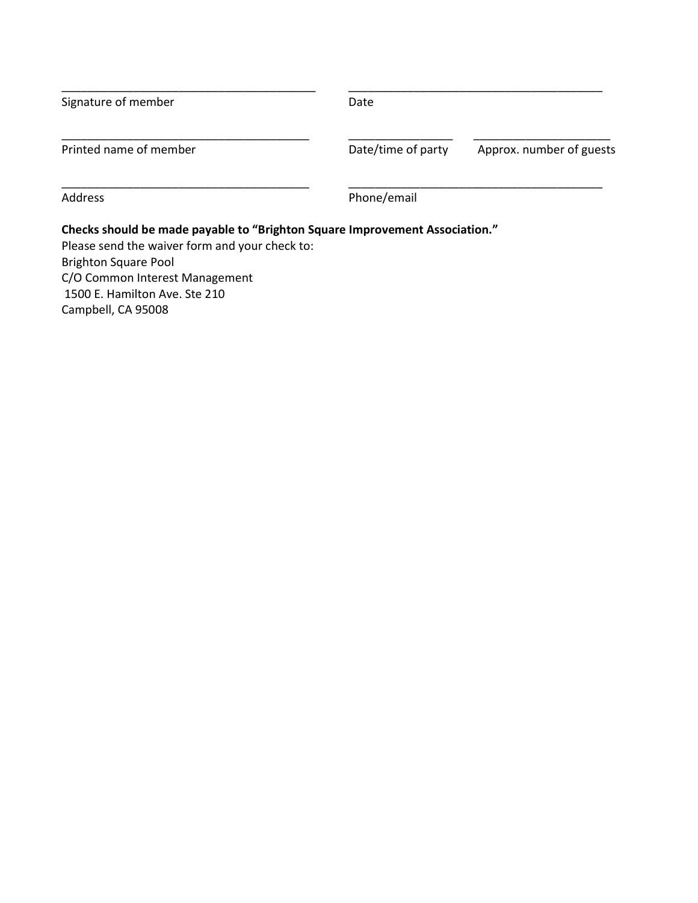_______________________________________ _______________________________________

Signature of member Date

_______________________________________ ________________ _____________________

Printed name of member Date/time of party Approx. number of guests

_______________________________________ _______________________________________

Address Phone/email

**Checks should be made payable to "Brighton Square Improvement Association."**

Please send the waiver form and your check to:
Brighton Square Pool
C/O Common Interest Management
1500 E. Hamilton Ave. Ste 210
Campbell, CA 95008